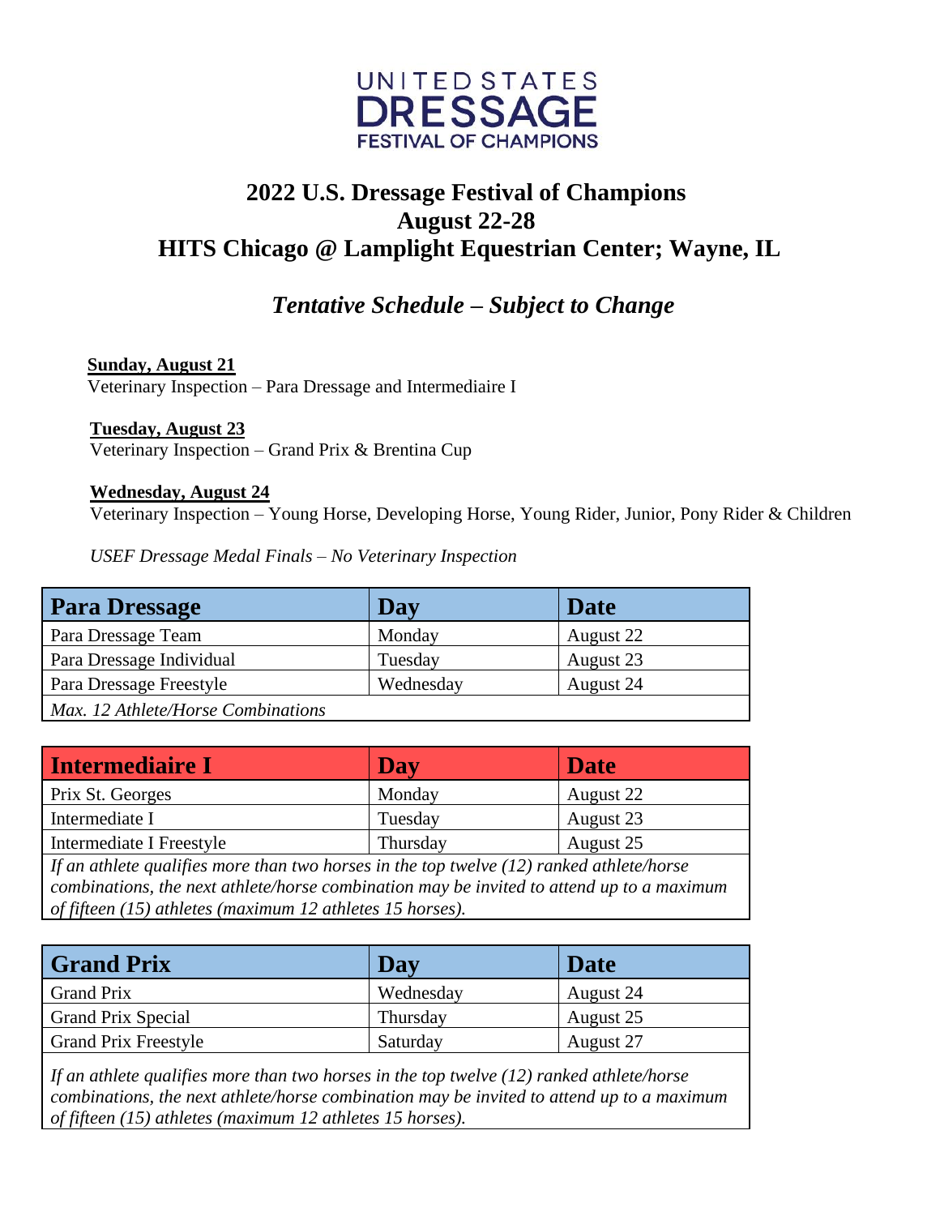UNITED STATES DRESSAGE FESTIVAL OF CHAMPIONS

# 2022 U.S. Dressage Festival of Champions
# August 22-28
# HITS Chicago @ Lamplight Equestrian Center; Wayne, IL

## *Tentative Schedule – Subject to Change*

**Sunday, August 21**
Veterinary Inspection – Para Dressage and Intermediaire I

**Tuesday, August 23**
Veterinary Inspection – Grand Prix & Brentina Cup

**Wednesday, August 24**
Veterinary Inspection – Young Horse, Developing Horse, Young Rider, Junior, Pony Rider & Children

*USEF Dressage Medal Finals – No Veterinary Inspection*

| Para Dressage | Day | Date |
|---|---|---|
| Para Dressage Team | Monday | August 22 |
| Para Dressage Individual | Tuesday | August 23 |
| Para Dressage Freestyle | Wednesday | August 24 |
| *Max. 12 Athlete/Horse Combinations* | | |

| Intermediaire I | Day | Date |
|---|---|---|
| Prix St. Georges | Monday | August 22 |
| Intermediate I | Tuesday | August 23 |
| Intermediate I Freestyle | Thursday | August 25 |
| *If an athlete qualifies more than two horses in the top twelve (12) ranked athlete/horse combinations, the next athlete/horse combination may be invited to attend up to a maximum of fifteen (15) athletes (maximum 12 athletes 15 horses).* | | |

| Grand Prix | Day | Date |
|---|---|---|
| Grand Prix | Wednesday | August 24 |
| Grand Prix Special | Thursday | August 25 |
| Grand Prix Freestyle | Saturday | August 27 |
| *If an athlete qualifies more than two horses in the top twelve (12) ranked athlete/horse combinations, the next athlete/horse combination may be invited to attend up to a maximum of fifteen (15) athletes (maximum 12 athletes 15 horses).* | | |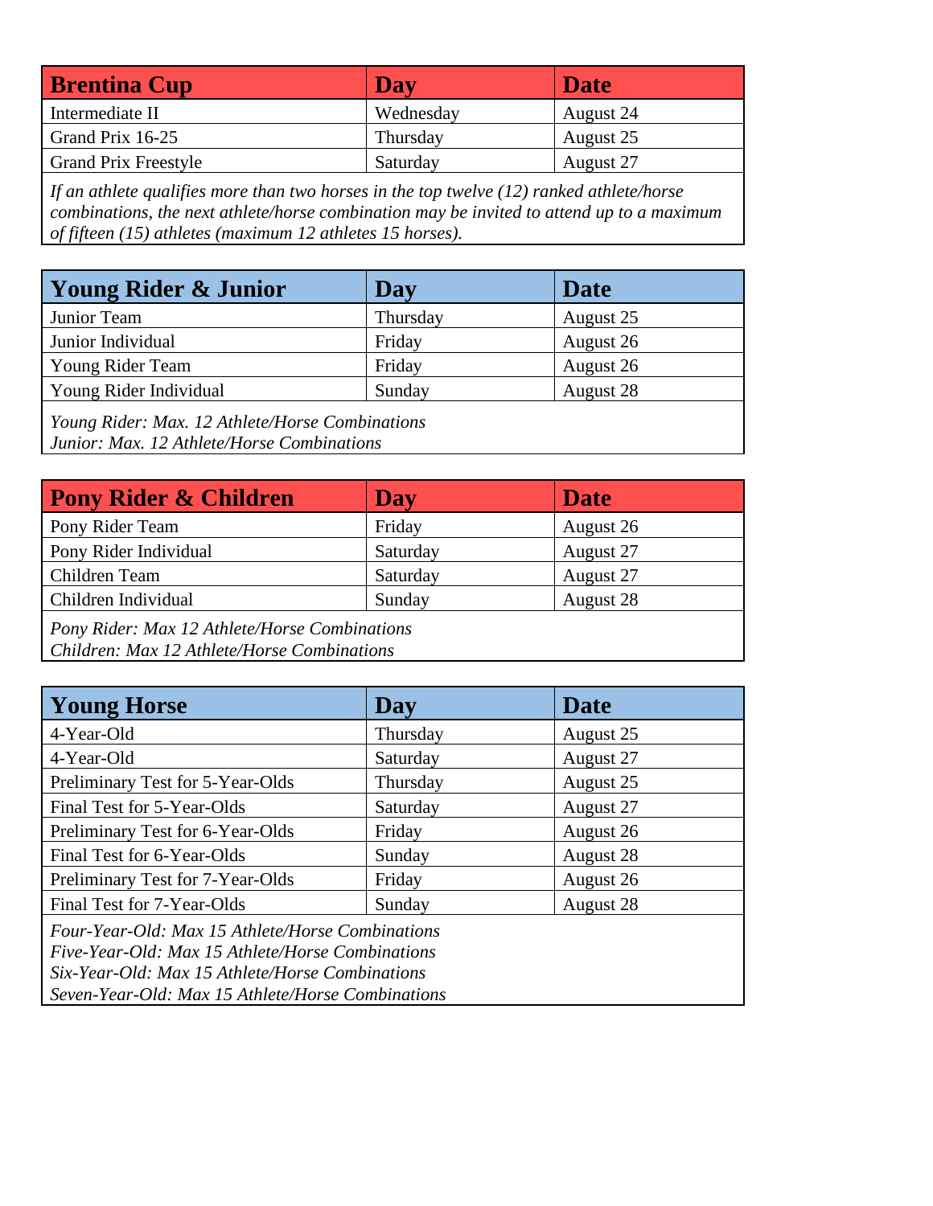| Brentina Cup | Day | Date |
|---|---|---|
| Intermediate II | Wednesday | August 24 |
| Grand Prix 16-25 | Thursday | August 25 |
| Grand Prix Freestyle | Saturday | August 27 |

*If an athlete qualifies more than two horses in the top twelve (12) ranked athlete/horse combinations, the next athlete/horse combination may be invited to attend up to a maximum of fifteen (15) athletes (maximum 12 athletes 15 horses).*

| Young Rider & Junior | Day | Date |
|---|---|---|
| Junior Team | Thursday | August 25 |
| Junior Individual | Friday | August 26 |
| Young Rider Team | Friday | August 26 |
| Young Rider Individual | Sunday | August 28 |

*Young Rider: Max. 12 Athlete/Horse Combinations*
*Junior: Max. 12 Athlete/Horse Combinations*

| Pony Rider & Children | Day | Date |
|---|---|---|
| Pony Rider Team | Friday | August 26 |
| Pony Rider Individual | Saturday | August 27 |
| Children Team | Saturday | August 27 |
| Children Individual | Sunday | August 28 |

*Pony Rider: Max 12 Athlete/Horse Combinations*
*Children: Max 12 Athlete/Horse Combinations*

| Young Horse | Day | Date |
|---|---|---|
| 4-Year-Old | Thursday | August 25 |
| 4-Year-Old | Saturday | August 27 |
| Preliminary Test for 5-Year-Olds | Thursday | August 25 |
| Final Test for 5-Year-Olds | Saturday | August 27 |
| Preliminary Test for 6-Year-Olds | Friday | August 26 |
| Final Test for 6-Year-Olds | Sunday | August 28 |
| Preliminary Test for 7-Year-Olds | Friday | August 26 |
| Final Test for 7-Year-Olds | Sunday | August 28 |

*Four-Year-Old: Max 15 Athlete/Horse Combinations*
*Five-Year-Old: Max 15 Athlete/Horse Combinations*
*Six-Year-Old: Max 15 Athlete/Horse Combinations*
*Seven-Year-Old: Max 15 Athlete/Horse Combinations*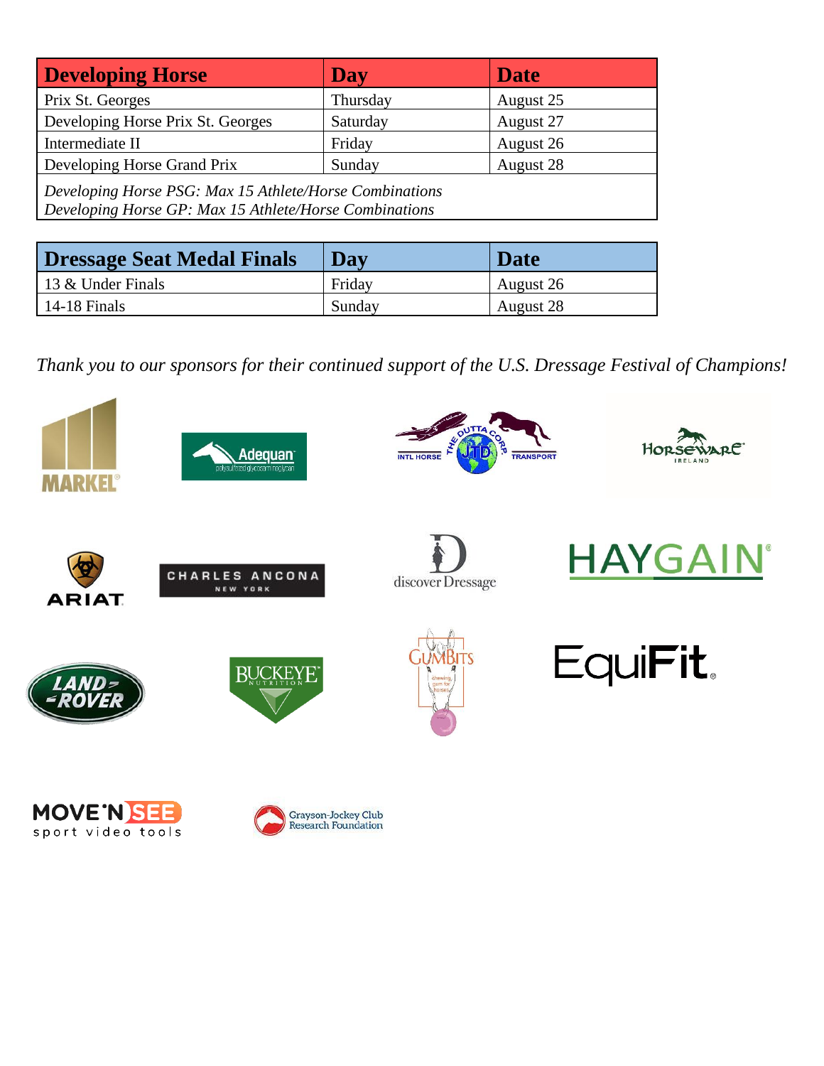| Developing Horse | Day | Date |
|---|---|---|
| Prix St. Georges | Thursday | August 25 |
| Developing Horse Prix St. Georges | Saturday | August 27 |
| Intermediate II | Friday | August 26 |
| Developing Horse Grand Prix | Sunday | August 28 |

*Developing Horse PSG: Max 15 Athlete/Horse Combinations*
*Developing Horse GP: Max 15 Athlete/Horse Combinations*

| Dressage Seat Medal Finals | Day | Date |
|---|---|---|
| 13 & Under Finals | Friday | August 26 |
| 14-18 Finals | Sunday | August 28 |

*Thank you to our sponsors for their continued support of the U.S. Dressage Festival of Champions!*

MARKEL

Adequan

THE DUTTA CORP. INTL HORSE TRANSPORT

HORSEWARE IRELAND

ARIAT

CHARLES ANCONA NEW YORK

discover Dressage

HAYGAIN

LAND ROVER

BUCKEYE NUTRITION

GUMBITS

EquiFit

MOVE'N SEE sport video tools

Grayson-Jockey Club Research Foundation